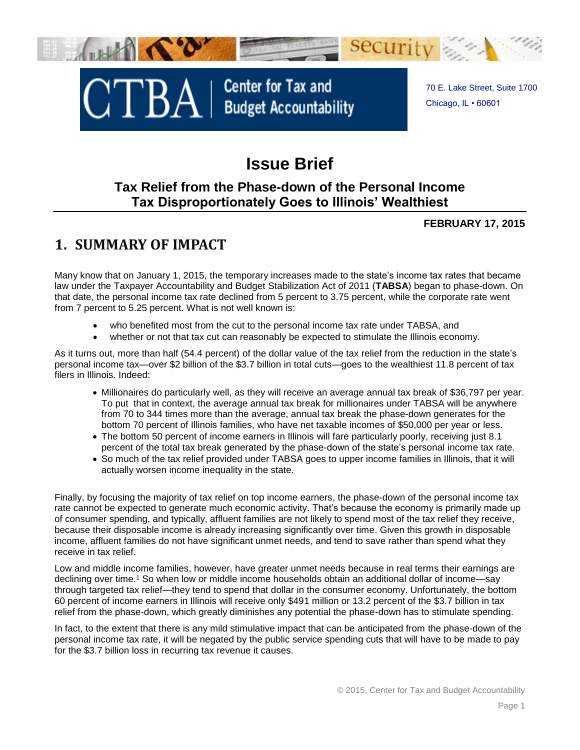CTBA | Center for Tax and Budget Accountability

70 E. Lake Street, Suite 1700
Chicago, IL • 60601

# Issue Brief

## Tax Relief from the Phase-down of the Personal Income Tax Disproportionately Goes to Illinois' Wealthiest

**FEBRUARY 17, 2015**

## 1. SUMMARY OF IMPACT

Many know that on January 1, 2015, the temporary increases made to the state's income tax rates that became law under the Taxpayer Accountability and Budget Stabilization Act of 2011 (**TABSA**) began to phase-down. On that date, the personal income tax rate declined from 5 percent to 3.75 percent, while the corporate rate went from 7 percent to 5.25 percent. What is not well known is:

- who benefited most from the cut to the personal income tax rate under TABSA, and
- whether or not that tax cut can reasonably be expected to stimulate the Illinois economy.

As it turns out, more than half (54.4 percent) of the dollar value of the tax relief from the reduction in the state's personal income tax—over $2 billion of the $3.7 billion in total cuts—goes to the wealthiest 11.8 percent of tax filers in Illinois. Indeed:

- Millionaires do particularly well, as they will receive an average annual tax break of $36,797 per year. To put that in context, the average annual tax break for millionaires under TABSA will be anywhere from 70 to 344 times more than the average, annual tax break the phase-down generates for the bottom 70 percent of Illinois families, who have net taxable incomes of $50,000 per year or less.
- The bottom 50 percent of income earners in Illinois will fare particularly poorly, receiving just 8.1 percent of the total tax break generated by the phase-down of the state's personal income tax rate.
- So much of the tax relief provided under TABSA goes to upper income families in Illinois, that it will actually worsen income inequality in the state.

Finally, by focusing the majority of tax relief on top income earners, the phase-down of the personal income tax rate cannot be expected to generate much economic activity. That's because the economy is primarily made up of consumer spending, and typically, affluent families are not likely to spend most of the tax relief they receive, because their disposable income is already increasing significantly over time. Given this growth in disposable income, affluent families do not have significant unmet needs, and tend to save rather than spend what they receive in tax relief.

Low and middle income families, however, have greater unmet needs because in real terms their earnings are declining over time.[1] So when low or middle income households obtain an additional dollar of income—say through targeted tax relief—they tend to spend that dollar in the consumer economy. Unfortunately, the bottom 60 percent of income earners in Illinois will receive only $491 million or 13.2 percent of the $3.7 billion in tax relief from the phase-down, which greatly diminishes any potential the phase-down has to stimulate spending.

In fact, to the extent that there is any mild stimulative impact that can be anticipated from the phase-down of the personal income tax rate, it will be negated by the public service spending cuts that will have to be made to pay for the $3.7 billion loss in recurring tax revenue it causes.

© 2015, Center for Tax and Budget Accountability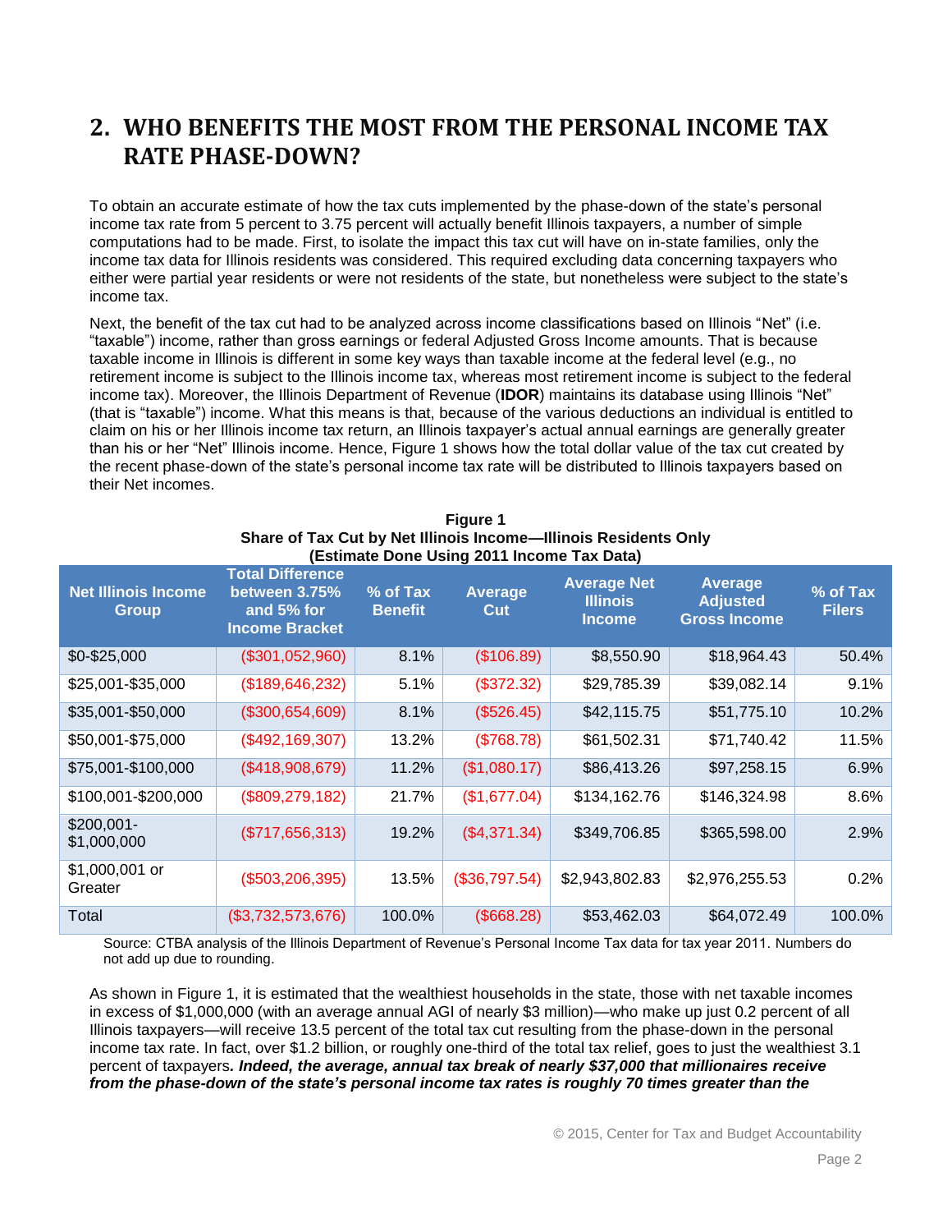## 2. WHO BENEFITS THE MOST FROM THE PERSONAL INCOME TAX RATE PHASE-DOWN?

To obtain an accurate estimate of how the tax cuts implemented by the phase-down of the state's personal income tax rate from 5 percent to 3.75 percent will actually benefit Illinois taxpayers, a number of simple computations had to be made. First, to isolate the impact this tax cut will have on in-state families, only the income tax data for Illinois residents was considered. This required excluding data concerning taxpayers who either were partial year residents or were not residents of the state, but nonetheless were subject to the state's income tax.

Next, the benefit of the tax cut had to be analyzed across income classifications based on Illinois "Net" (i.e. "taxable") income, rather than gross earnings or federal Adjusted Gross Income amounts. That is because taxable income in Illinois is different in some key ways than taxable income at the federal level (e.g., no retirement income is subject to the Illinois income tax, whereas most retirement income is subject to the federal income tax). Moreover, the Illinois Department of Revenue (**IDOR**) maintains its database using Illinois "Net" (that is "taxable") income. What this means is that, because of the various deductions an individual is entitled to claim on his or her Illinois income tax return, an Illinois taxpayer's actual annual earnings are generally greater than his or her "Net" Illinois income. Hence, Figure 1 shows how the total dollar value of the tax cut created by the recent phase-down of the state's personal income tax rate will be distributed to Illinois taxpayers based on their Net incomes.

**Figure 1**
**Share of Tax Cut by Net Illinois Income—Illinois Residents Only**
**(Estimate Done Using 2011 Income Tax Data)**

| Net Illinois Income Group | Total Difference between 3.75% and 5% for Income Bracket | % of Tax Benefit | Average Cut | Average Net Illinois Income | Average Adjusted Gross Income | % of Tax Filers |
|---|---|---|---|---|---|---|
| $0-$25,000 | ($301,052,960) | 8.1% | ($106.89) | $8,550.90 | $18,964.43 | 50.4% |
| $25,001-$35,000 | ($189,646,232) | 5.1% | ($372.32) | $29,785.39 | $39,082.14 | 9.1% |
| $35,001-$50,000 | ($300,654,609) | 8.1% | ($526.45) | $42,115.75 | $51,775.10 | 10.2% |
| $50,001-$75,000 | ($492,169,307) | 13.2% | ($768.78) | $61,502.31 | $71,740.42 | 11.5% |
| $75,001-$100,000 | ($418,908,679) | 11.2% | ($1,080.17) | $86,413.26 | $97,258.15 | 6.9% |
| $100,001-$200,000 | ($809,279,182) | 21.7% | ($1,677.04) | $134,162.76 | $146,324.98 | 8.6% |
| $200,001-$1,000,000 | ($717,656,313) | 19.2% | ($4,371.34) | $349,706.85 | $365,598.00 | 2.9% |
| $1,000,001 or Greater | ($503,206,395) | 13.5% | ($36,797.54) | $2,943,802.83 | $2,976,255.53 | 0.2% |
| Total | ($3,732,573,676) | 100.0% | ($668.28) | $53,462.03 | $64,072.49 | 100.0% |

Source: CTBA analysis of the Illinois Department of Revenue's Personal Income Tax data for tax year 2011. Numbers do not add up due to rounding.

As shown in Figure 1, it is estimated that the wealthiest households in the state, those with net taxable incomes in excess of $1,000,000 (with an average annual AGI of nearly $3 million)—who make up just 0.2 percent of all Illinois taxpayers—will receive 13.5 percent of the total tax cut resulting from the phase-down in the personal income tax rate. In fact, over $1.2 billion, or roughly one-third of the total tax relief, goes to just the wealthiest 3.1 percent of taxpayers***. Indeed, the average, annual tax break of nearly $37,000 that millionaires receive from the phase-down of the state's personal income tax rates is roughly 70 times greater than the***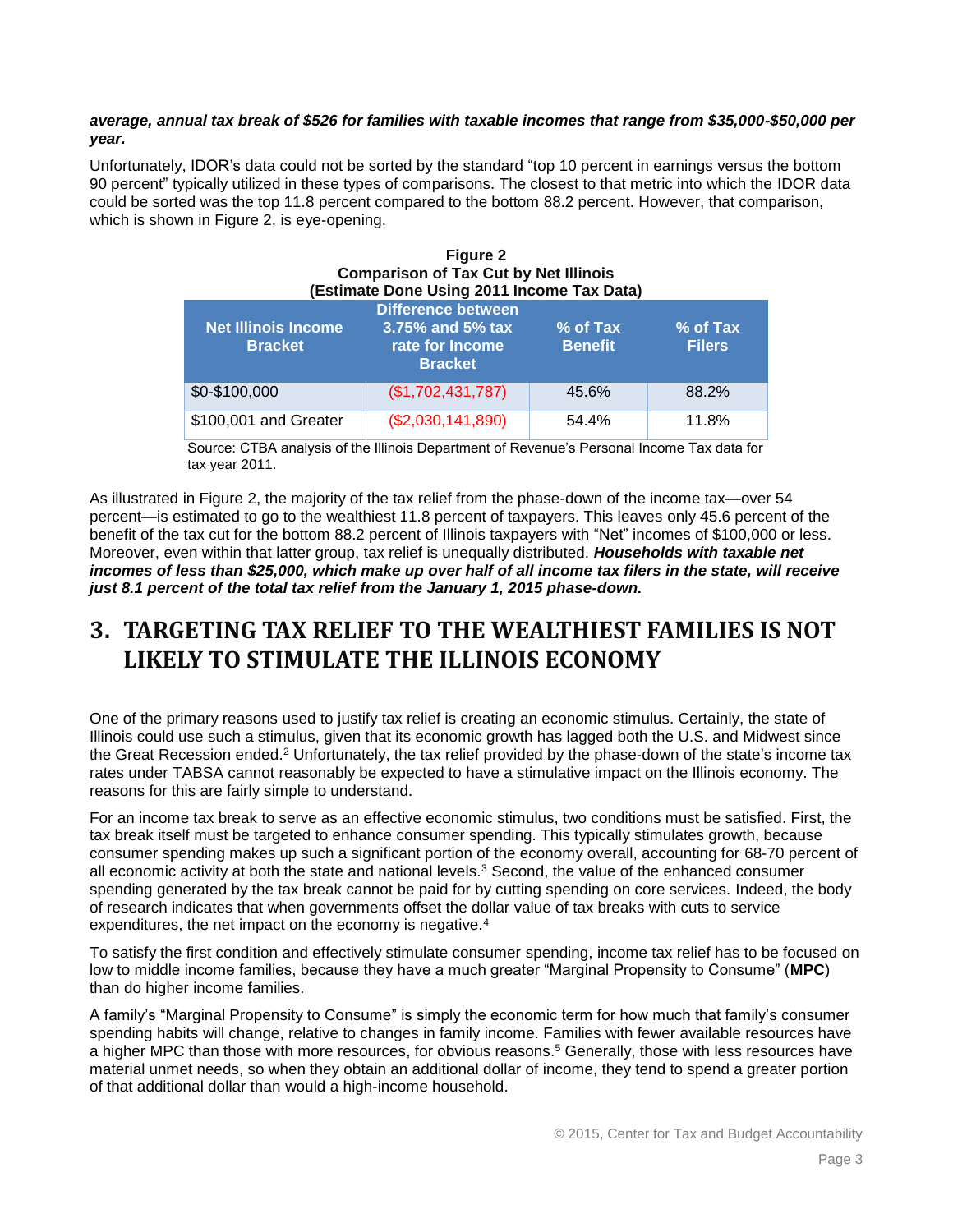***average, annual tax break of $526 for families with taxable incomes that range from $35,000-$50,000 per year.***

Unfortunately, IDOR's data could not be sorted by the standard "top 10 percent in earnings versus the bottom 90 percent" typically utilized in these types of comparisons. The closest to that metric into which the IDOR data could be sorted was the top 11.8 percent compared to the bottom 88.2 percent. However, that comparison, which is shown in Figure 2, is eye-opening.

**Figure 2**
**Comparison of Tax Cut by Net Illinois**
**(Estimate Done Using 2011 Income Tax Data)**

| Net Illinois Income Bracket | Difference between 3.75% and 5% tax rate for Income Bracket | % of Tax Benefit | % of Tax Filers |
|---|---|---|---|
| $0-$100,000 | ($1,702,431,787) | 45.6% | 88.2% |
| $100,001 and Greater | ($2,030,141,890) | 54.4% | 11.8% |

Source: CTBA analysis of the Illinois Department of Revenue's Personal Income Tax data for tax year 2011.

As illustrated in Figure 2, the majority of the tax relief from the phase-down of the income tax—over 54 percent—is estimated to go to the wealthiest 11.8 percent of taxpayers. This leaves only 45.6 percent of the benefit of the tax cut for the bottom 88.2 percent of Illinois taxpayers with "Net" incomes of $100,000 or less. Moreover, even within that latter group, tax relief is unequally distributed. ***Households with taxable net incomes of less than $25,000, which make up over half of all income tax filers in the state, will receive just 8.1 percent of the total tax relief from the January 1, 2015 phase-down.***

# 3. TARGETING TAX RELIEF TO THE WEALTHIEST FAMILIES IS NOT LIKELY TO STIMULATE THE ILLINOIS ECONOMY

One of the primary reasons used to justify tax relief is creating an economic stimulus. Certainly, the state of Illinois could use such a stimulus, given that its economic growth has lagged both the U.S. and Midwest since the Great Recession ended.[2] Unfortunately, the tax relief provided by the phase-down of the state's income tax rates under TABSA cannot reasonably be expected to have a stimulative impact on the Illinois economy. The reasons for this are fairly simple to understand.

For an income tax break to serve as an effective economic stimulus, two conditions must be satisfied. First, the tax break itself must be targeted to enhance consumer spending. This typically stimulates growth, because consumer spending makes up such a significant portion of the economy overall, accounting for 68-70 percent of all economic activity at both the state and national levels.[3] Second, the value of the enhanced consumer spending generated by the tax break cannot be paid for by cutting spending on core services. Indeed, the body of research indicates that when governments offset the dollar value of tax breaks with cuts to service expenditures, the net impact on the economy is negative.[4]

To satisfy the first condition and effectively stimulate consumer spending, income tax relief has to be focused on low to middle income families, because they have a much greater "Marginal Propensity to Consume" (**MPC**) than do higher income families.

A family's "Marginal Propensity to Consume" is simply the economic term for how much that family's consumer spending habits will change, relative to changes in family income. Families with fewer available resources have a higher MPC than those with more resources, for obvious reasons.[5] Generally, those with less resources have material unmet needs, so when they obtain an additional dollar of income, they tend to spend a greater portion of that additional dollar than would a high-income household.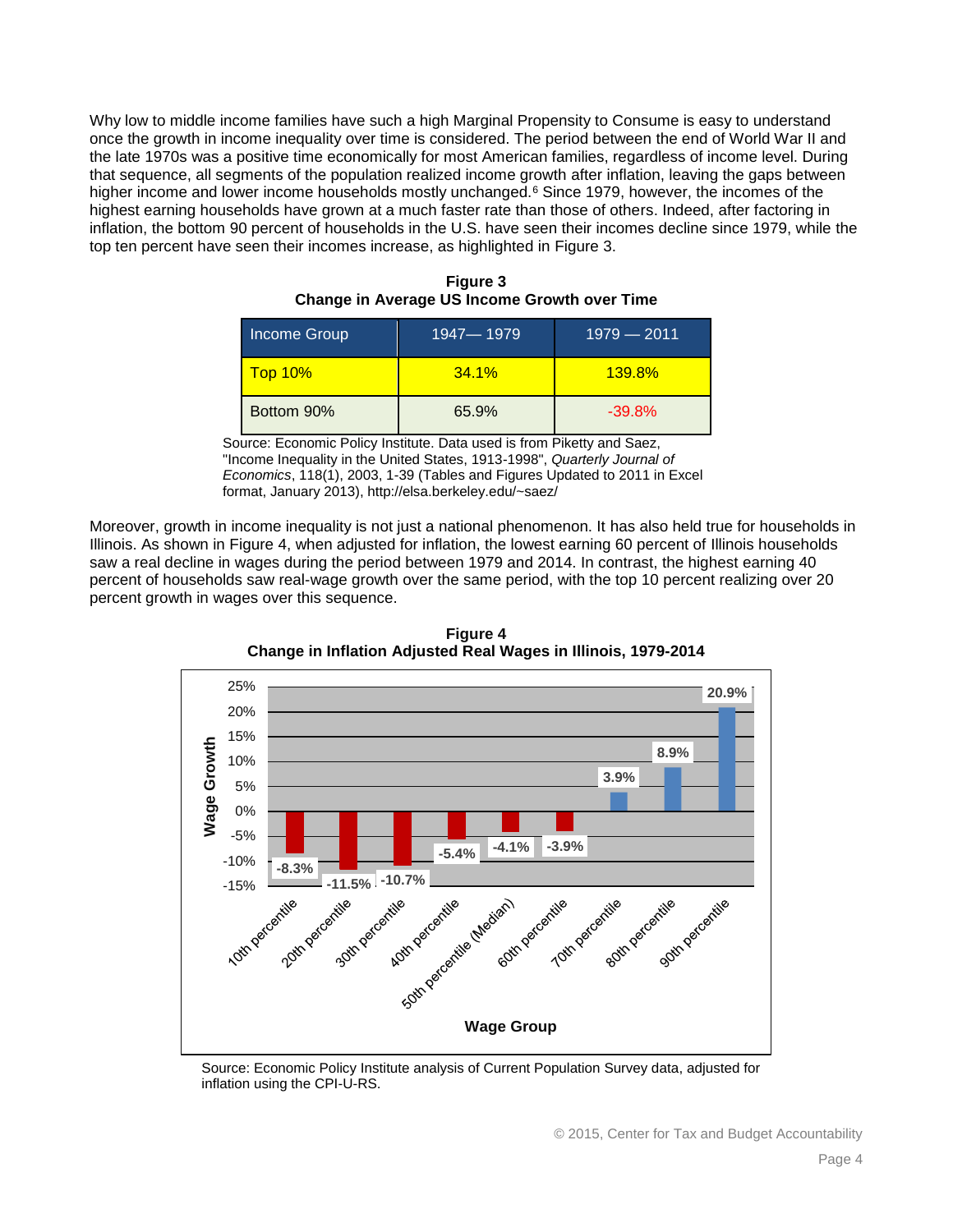Why low to middle income families have such a high Marginal Propensity to Consume is easy to understand once the growth in income inequality over time is considered. The period between the end of World War II and the late 1970s was a positive time economically for most American families, regardless of income level. During that sequence, all segments of the population realized income growth after inflation, leaving the gaps between higher income and lower income households mostly unchanged.[6] Since 1979, however, the incomes of the highest earning households have grown at a much faster rate than those of others. Indeed, after factoring in inflation, the bottom 90 percent of households in the U.S. have seen their incomes decline since 1979, while the top ten percent have seen their incomes increase, as highlighted in Figure 3.

**Figure 3**
**Change in Average US Income Growth over Time**

| Income Group | 1947— 1979 | 1979 — 2011 |
|---|---|---|
| Top 10% | 34.1% | 139.8% |
| Bottom 90% | 65.9% | -39.8% |

Source: Economic Policy Institute. Data used is from Piketty and Saez, "Income Inequality in the United States, 1913-1998", *Quarterly Journal of Economics*, 118(1), 2003, 1-39 (Tables and Figures Updated to 2011 in Excel format, January 2013), http://elsa.berkeley.edu/~saez/

Moreover, growth in income inequality is not just a national phenomenon. It has also held true for households in Illinois. As shown in Figure 4, when adjusted for inflation, the lowest earning 60 percent of Illinois households saw a real decline in wages during the period between 1979 and 2014. In contrast, the highest earning 40 percent of households saw real-wage growth over the same period, with the top 10 percent realizing over 20 percent growth in wages over this sequence.

**Figure 4**
**Change in Inflation Adjusted Real Wages in Illinois, 1979-2014**

| Wage Group | Wage Growth |
|---|---|
| 10th percentile | -8.3% |
| 20th percentile | -11.5% |
| 30th percentile | -10.7% |
| 40th percentile | -5.4% |
| 50th percentile (Median) | -4.1% |
| 60th percentile | -3.9% |
| 70th percentile | 3.9% |
| 80th percentile | 8.9% |
| 90th percentile | 20.9% |

Source: Economic Policy Institute analysis of Current Population Survey data, adjusted for inflation using the CPI-U-RS.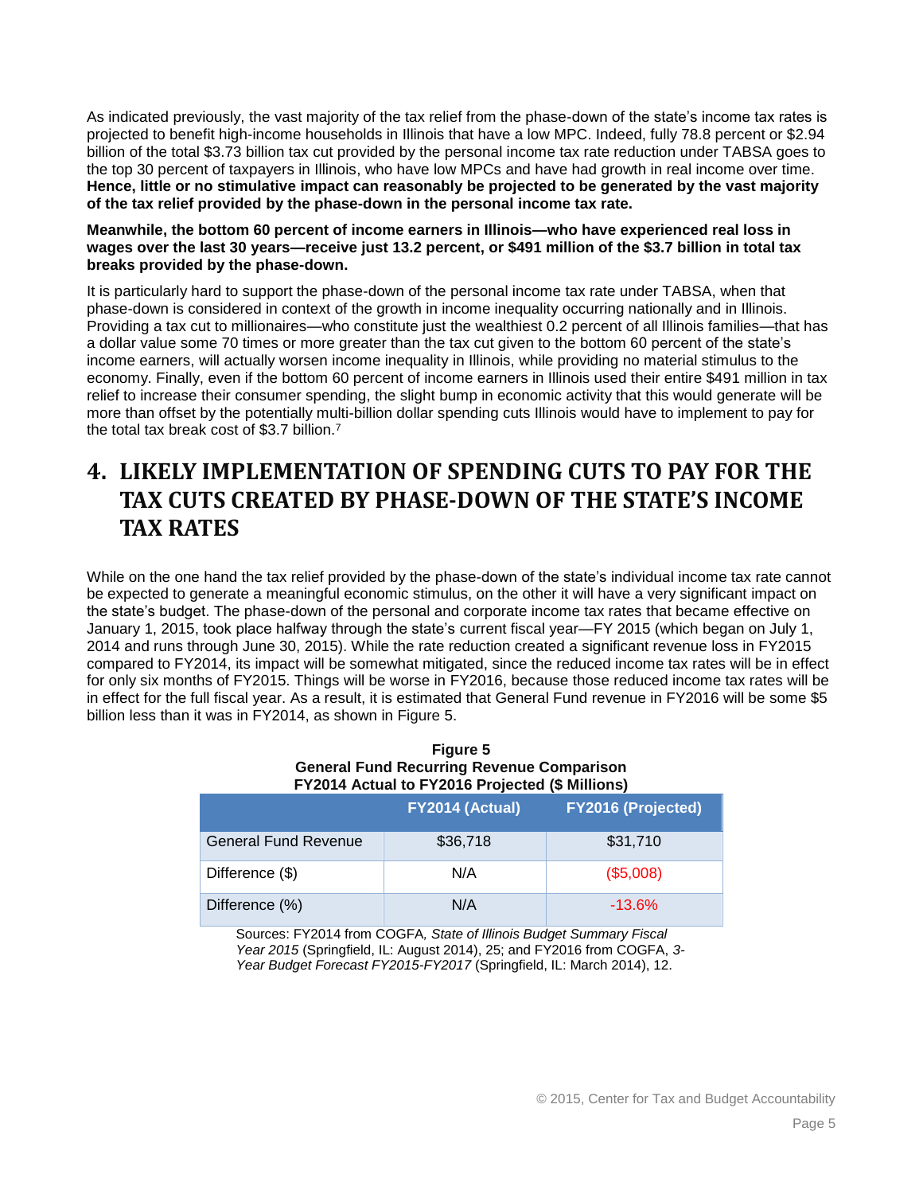As indicated previously, the vast majority of the tax relief from the phase-down of the state's income tax rates is projected to benefit high-income households in Illinois that have a low MPC. Indeed, fully 78.8 percent or $2.94 billion of the total $3.73 billion tax cut provided by the personal income tax rate reduction under TABSA goes to the top 30 percent of taxpayers in Illinois, who have low MPCs and have had growth in real income over time. **Hence, little or no stimulative impact can reasonably be projected to be generated by the vast majority of the tax relief provided by the phase-down in the personal income tax rate.**

**Meanwhile, the bottom 60 percent of income earners in Illinois—who have experienced real loss in wages over the last 30 years—receive just 13.2 percent, or $491 million of the $3.7 billion in total tax breaks provided by the phase-down.**

It is particularly hard to support the phase-down of the personal income tax rate under TABSA, when that phase-down is considered in context of the growth in income inequality occurring nationally and in Illinois. Providing a tax cut to millionaires—who constitute just the wealthiest 0.2 percent of all Illinois families—that has a dollar value some 70 times or more greater than the tax cut given to the bottom 60 percent of the state's income earners, will actually worsen income inequality in Illinois, while providing no material stimulus to the economy. Finally, even if the bottom 60 percent of income earners in Illinois used their entire $491 million in tax relief to increase their consumer spending, the slight bump in economic activity that this would generate will be more than offset by the potentially multi-billion dollar spending cuts Illinois would have to implement to pay for the total tax break cost of $3.7 billion.[7]

## 4. LIKELY IMPLEMENTATION OF SPENDING CUTS TO PAY FOR THE TAX CUTS CREATED BY PHASE-DOWN OF THE STATE'S INCOME TAX RATES

While on the one hand the tax relief provided by the phase-down of the state's individual income tax rate cannot be expected to generate a meaningful economic stimulus, on the other it will have a very significant impact on the state's budget. The phase-down of the personal and corporate income tax rates that became effective on January 1, 2015, took place halfway through the state's current fiscal year—FY 2015 (which began on July 1, 2014 and runs through June 30, 2015). While the rate reduction created a significant revenue loss in FY2015 compared to FY2014, its impact will be somewhat mitigated, since the reduced income tax rates will be in effect for only six months of FY2015. Things will be worse in FY2016, because those reduced income tax rates will be in effect for the full fiscal year. As a result, it is estimated that General Fund revenue in FY2016 will be some $5 billion less than it was in FY2014, as shown in Figure 5.

**Figure 5**
**General Fund Recurring Revenue Comparison**
**FY2014 Actual to FY2016 Projected ($ Millions)**

| | FY2014 (Actual) | FY2016 (Projected) |
|---|---|---|
| General Fund Revenue | $36,718 | $31,710 |
| Difference ($) | N/A | ($5,008) |
| Difference (%) | N/A | -13.6% |

Sources: FY2014 from COGFA, *State of Illinois Budget Summary Fiscal Year 2015* (Springfield, IL: August 2014), 25; and FY2016 from COGFA, *3-Year Budget Forecast FY2015-FY2017* (Springfield, IL: March 2014), 12.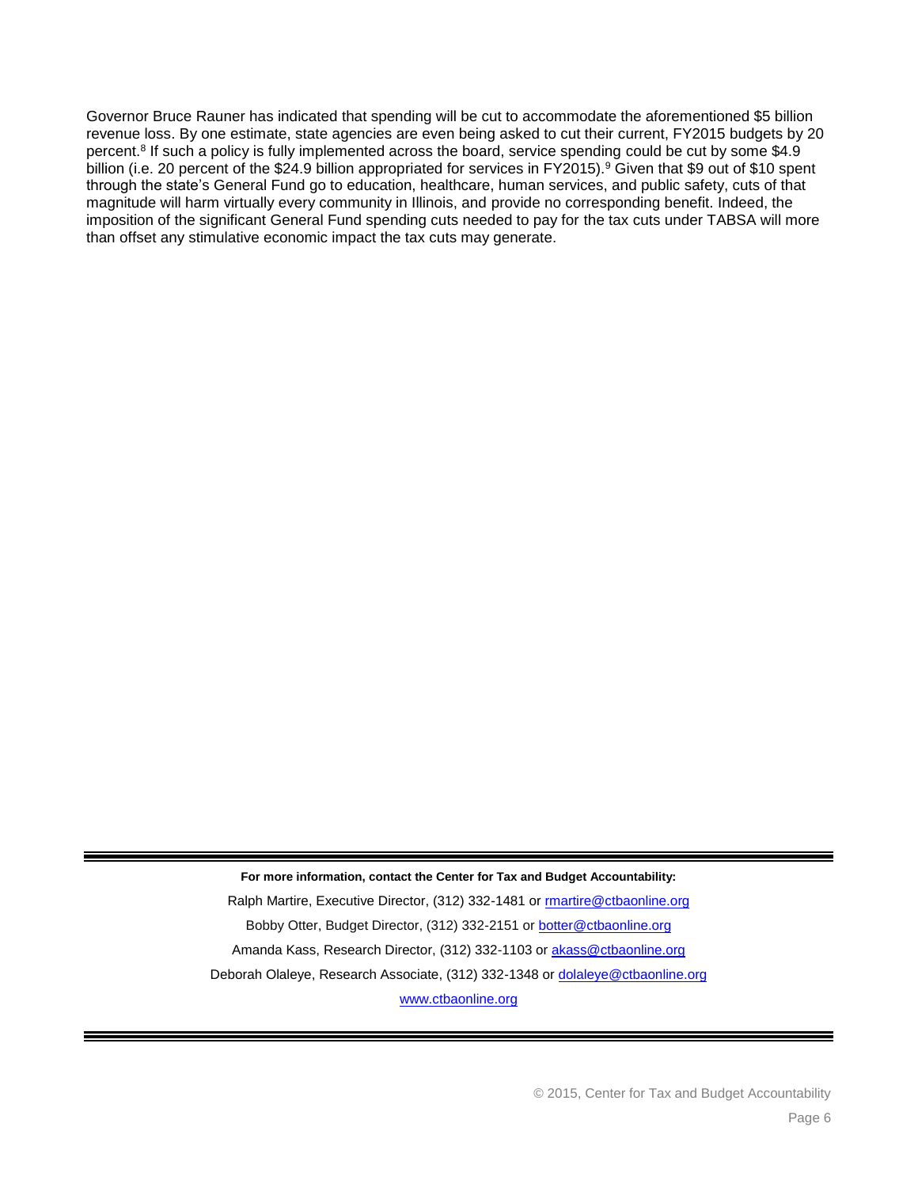Governor Bruce Rauner has indicated that spending will be cut to accommodate the aforementioned $5 billion revenue loss. By one estimate, state agencies are even being asked to cut their current, FY2015 budgets by 20 percent.[8] If such a policy is fully implemented across the board, service spending could be cut by some $4.9 billion (i.e. 20 percent of the $24.9 billion appropriated for services in FY2015).[9] Given that $9 out of $10 spent through the state's General Fund go to education, healthcare, human services, and public safety, cuts of that magnitude will harm virtually every community in Illinois, and provide no corresponding benefit. Indeed, the imposition of the significant General Fund spending cuts needed to pay for the tax cuts under TABSA will more than offset any stimulative economic impact the tax cuts may generate.

---

**For more information, contact the Center for Tax and Budget Accountability:**

Ralph Martire, Executive Director, (312) 332-1481 or rmartire@ctbaonline.org

Bobby Otter, Budget Director, (312) 332-2151 or botter@ctbaonline.org

Amanda Kass, Research Director, (312) 332-1103 or akass@ctbaonline.org

Deborah Olaleye, Research Associate, (312) 332-1348 or dolaleye@ctbaonline.org

www.ctbaonline.org

---

© 2015, Center for Tax and Budget Accountability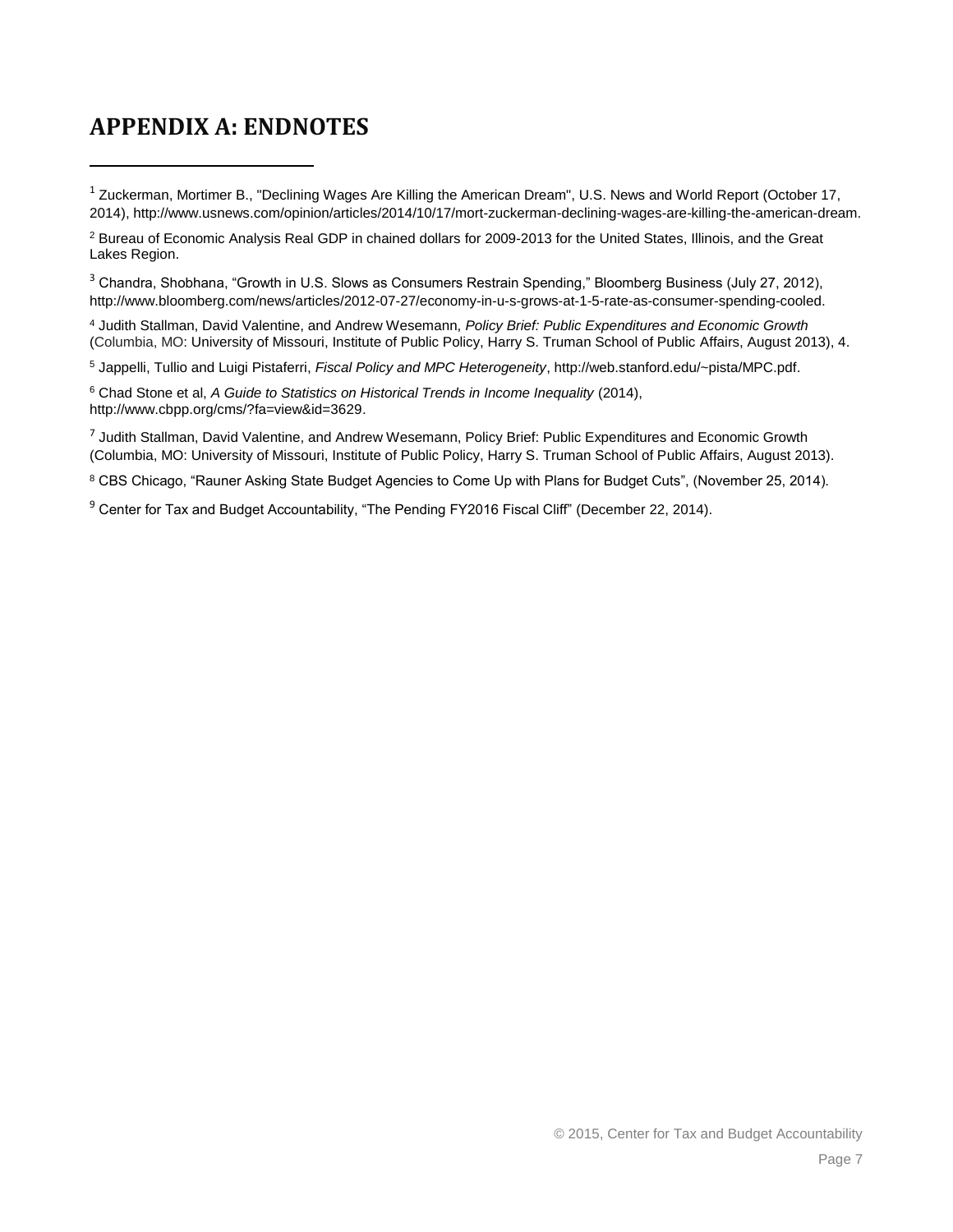## APPENDIX A: ENDNOTES

[1] Zuckerman, Mortimer B., "Declining Wages Are Killing the American Dream", U.S. News and World Report (October 17, 2014), http://www.usnews.com/opinion/articles/2014/10/17/mort-zuckerman-declining-wages-are-killing-the-american-dream.

[2] Bureau of Economic Analysis Real GDP in chained dollars for 2009-2013 for the United States, Illinois, and the Great Lakes Region.

[3] Chandra, Shobhana, "Growth in U.S. Slows as Consumers Restrain Spending," Bloomberg Business (July 27, 2012), http://www.bloomberg.com/news/articles/2012-07-27/economy-in-u-s-grows-at-1-5-rate-as-consumer-spending-cooled.

[4] Judith Stallman, David Valentine, and Andrew Wesemann, *Policy Brief: Public Expenditures and Economic Growth* (Columbia, MO: University of Missouri, Institute of Public Policy, Harry S. Truman School of Public Affairs, August 2013), 4.

[5] Jappelli, Tullio and Luigi Pistaferri, *Fiscal Policy and MPC Heterogeneity*, http://web.stanford.edu/~pista/MPC.pdf.

[6] Chad Stone et al, *A Guide to Statistics on Historical Trends in Income Inequality* (2014), http://www.cbpp.org/cms/?fa=view&id=3629.

[7] Judith Stallman, David Valentine, and Andrew Wesemann, Policy Brief: Public Expenditures and Economic Growth (Columbia, MO: University of Missouri, Institute of Public Policy, Harry S. Truman School of Public Affairs, August 2013).

[8] CBS Chicago, "Rauner Asking State Budget Agencies to Come Up with Plans for Budget Cuts", (November 25, 2014).

[9] Center for Tax and Budget Accountability, "The Pending FY2016 Fiscal Cliff" (December 22, 2014).

© 2015, Center for Tax and Budget Accountability